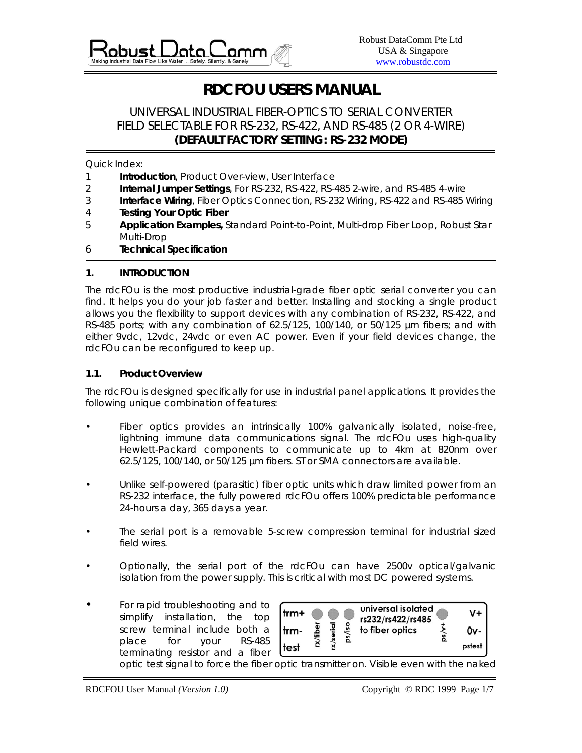# RDCFOU USERS MANUAL

UNIVERSAL INDUSTRIAL FIBER-OPTICS TO SERIAL CONVERTER
FIELD SELECTABLE FOR RS-232, RS-422, AND RS-485 (2 OR 4-WIRE)
**(DEFAULT FACTORY SETTING: RS-232 MODE)**

Quick Index:

1 **Introduction**, Product Over-view, User Interface
2 **Internal Jumper Settings**, For RS-232, RS-422, RS-485 2-wire, and RS-485 4-wire
3 **Interface Wiring**, Fiber Optics Connection, RS-232 Wiring, RS-422 and RS-485 Wiring
4 **Testing Your Optic Fiber**
5 **Application Examples,** Standard Point-to-Point, Multi-drop Fiber Loop, Robust Star Multi-Drop
6 **Technical Specification**

## 1. INTRODUCTION

The rdcFOu is the most productive industrial-grade fiber optic serial converter you can find. It helps you do your job faster and better. Installing and stocking a single product allows you the flexibility to support devices with any combination of RS-232, RS-422, and RS-485 ports; with any combination of 62.5/125, 100/140, or 50/125 µm fibers; and with either 9vdc, 12vdc, 24vdc or even AC power. Even if your field devices change, the rdcFOu can be reconfigured to keep up.

### 1.1. Product Overview

The rdcFOu is designed specifically for use in industrial panel applications. It provides the following unique combination of features:

- Fiber optics provides an intrinsically 100% galvanically isolated, noise-free, lightning immune data communications signal. The rdcFOu uses high-quality Hewlett-Packard components to communicate up to 4km at 820nm over 62.5/125, 100/140, or 50/125 µm fibers. ST or SMA connectors are available.
- Unlike self-powered (parasitic) fiber optic units which draw limited power from an RS-232 interface, the fully powered rdcFOu offers 100% predictable performance 24-hours a day, 365 days a year.
- The serial port is a removable 5-screw compression terminal for industrial sized field wires.
- Optionally, the serial port of the rdcFOu can have 2500v optical/galvanic isolation from the power supply. This is critical with most DC powered systems.
- For rapid troubleshooting and to simplify installation, the top screw terminal include both a place for your RS-485 terminating resistor and a fiber optic test signal to force the fiber optic transmitter on. Visible even with the naked

| trm+ | | | | universal isolated rs232/rs422/rs485 to fiber optics | | V+ |
|---|---|---|---|---|---|---|
| trm- | rx/fiber | rx/serial | ps/iso | | ps/V+ | 0v- |
| test | | | | | | pstest |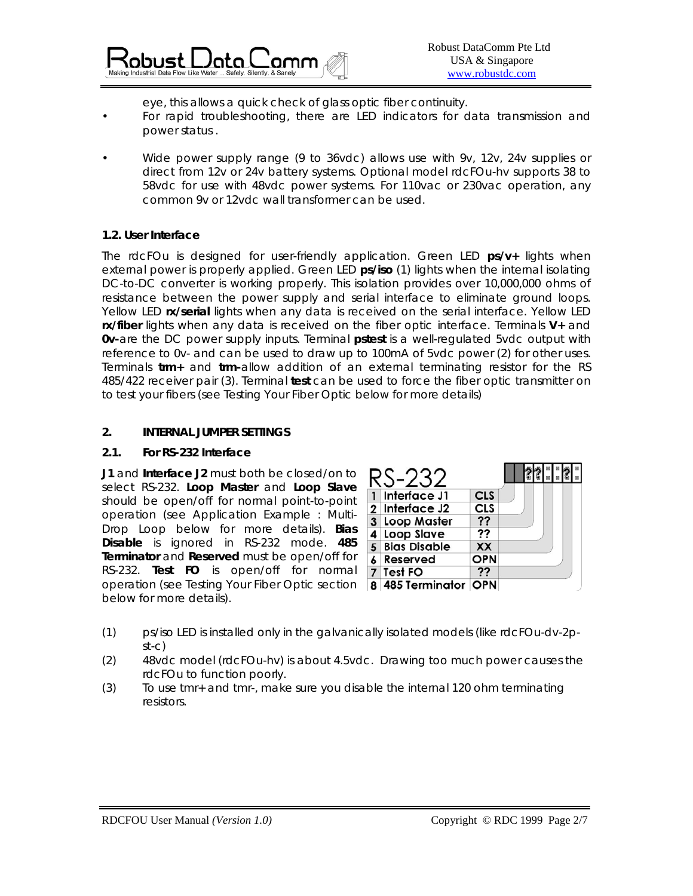eye, this allows a quick check of glass optic fiber continuity.

- For rapid troubleshooting, there are LED indicators for data transmission and power status .
- Wide power supply range (9 to 36vdc) allows use with 9v, 12v, 24v supplies or direct from 12v or 24v battery systems. Optional model rdcFOu-hv supports 38 to 58vdc for use with 48vdc power systems. For 110vac or 230vac operation, any common 9v or 12vdc wall transformer can be used.

### 1.2. User Interface

The rdcFOu is designed for user-friendly application. Green LED **ps/v+** lights when external power is properly applied. Green LED **ps/iso** (1) lights when the internal isolating DC-to-DC converter is working properly. This isolation provides over 10,000,000 ohms of resistance between the power supply and serial interface to eliminate ground loops. Yellow LED **rx/serial** lights when any data is received on the serial interface. Yellow LED **rx/fiber** lights when any data is received on the fiber optic interface. Terminals **V+** and **0v-**are the DC power supply inputs. Terminal **pstest** is a well-regulated 5vdc output with reference to 0v- and can be used to draw up to 100mA of 5vdc power (2) for other uses. Terminals **trm+** and **trm-**allow addition of an external terminating resistor for the RS 485/422 receiver pair (3). Terminal **test** can be used to force the fiber optic transmitter on to test your fibers (see Testing Your Fiber Optic below for more details)

## 2. INTERNAL JUMPER SETTINGS

### 2.1. For RS-232 Interface

**J1** and **Interface J2** must both be closed/on to select RS-232. **Loop Master** and **Loop Slave** should be open/off for normal point-to-point operation (see Application Example : Multi-Drop Loop below for more details). **Bias Disable** is ignored in RS-232 mode. **485 Terminator** and **Reserved** must be open/off for RS-232. **Test FO** is open/off for normal operation (see Testing Your Fiber Optic section below for more details).

**RS-232**

| # | Jumper | Setting |
|---|---|---|
| 1 | Interface J1 | CLS |
| 2 | Interface J2 | CLS |
| 3 | Loop Master | ?? |
| 4 | Loop Slave | ?? |
| 5 | Bias Disable | XX |
| 6 | Reserved | OPN |
| 7 | Test FO | ?? |
| 8 | 485 Terminator | OPN |

(1) ps/iso LED is installed only in the galvanically isolated models (like rdcFOu-dv-2p-st-c)

(2) 48vdc model (rdcFOu-hv) is about 4.5vdc. Drawing too much power causes the rdcFOu to function poorly.

(3) To use tmr+ and tmr-, make sure you disable the internal 120 ohm terminating resistors.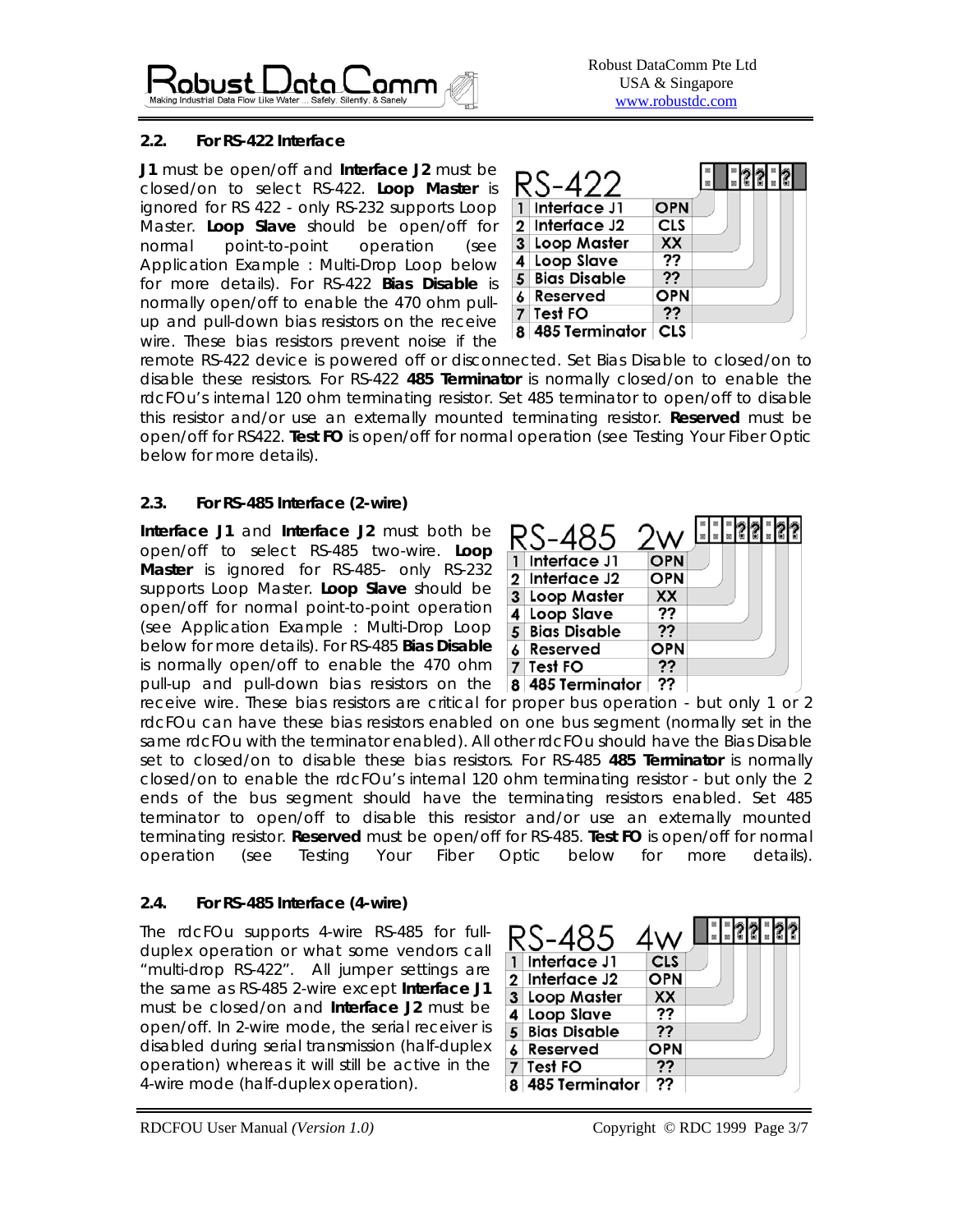### 2.2. For RS-422 Interface

**J1** must be open/off and **Interface J2** must be closed/on to select RS-422. **Loop Master** is ignored for RS 422 - only RS-232 supports Loop Master. **Loop Slave** should be open/off for normal point-to-point operation (see Application Example : Multi-Drop Loop below for more details). For RS-422 **Bias Disable** is normally open/off to enable the 470 ohm pull-up and pull-down bias resistors on the receive wire. These bias resistors prevent noise if the remote RS-422 device is powered off or disconnected. Set Bias Disable to closed/on to disable these resistors. For RS-422 **485 Terminator** is normally closed/on to enable the rdcFOu's internal 120 ohm terminating resistor. Set 485 terminator to open/off to disable this resistor and/or use an externally mounted terminating resistor. **Reserved** must be open/off for RS422. **Test FO** is open/off for normal operation (see Testing Your Fiber Optic below for more details).

**RS-422**

| # | Jumper | Setting |
|---|---|---|
| 1 | Interface J1 | OPN |
| 2 | Interface J2 | CLS |
| 3 | Loop Master | XX |
| 4 | Loop Slave | ?? |
| 5 | Bias Disable | ?? |
| 6 | Reserved | OPN |
| 7 | Test FO | ?? |
| 8 | 485 Terminator | CLS |

### 2.3. For RS-485 Interface (2-wire)

**Interface J1** and **Interface J2** must both be open/off to select RS-485 two-wire. **Loop Master** is ignored for RS-485- only RS-232 supports Loop Master. **Loop Slave** should be open/off for normal point-to-point operation (see Application Example : Multi-Drop Loop below for more details). For RS-485 **Bias Disable** is normally open/off to enable the 470 ohm pull-up and pull-down bias resistors on the receive wire. These bias resistors are critical for proper bus operation - but only 1 or 2 rdcFOu can have these bias resistors enabled on one bus segment (normally set in the same rdcFOu with the terminator enabled). All other rdcFOu should have the Bias Disable set to closed/on to disable these bias resistors. For RS-485 **485 Terminator** is normally closed/on to enable the rdcFOu's internal 120 ohm terminating resistor - but only the 2 ends of the bus segment should have the terminating resistors enabled. Set 485 terminator to open/off to disable this resistor and/or use an externally mounted terminating resistor. **Reserved** must be open/off for RS-485. **Test FO** is open/off for normal operation (see Testing Your Fiber Optic below for more details).

**RS-485 2w**

| # | Jumper | Setting |
|---|---|---|
| 1 | Interface J1 | OPN |
| 2 | Interface J2 | OPN |
| 3 | Loop Master | XX |
| 4 | Loop Slave | ?? |
| 5 | Bias Disable | ?? |
| 6 | Reserved | OPN |
| 7 | Test FO | ?? |
| 8 | 485 Terminator | ?? |

### 2.4. For RS-485 Interface (4-wire)

The rdcFOu supports 4-wire RS-485 for full-duplex operation or what some vendors call "multi-drop RS-422". All jumper settings are the same as RS-485 2-wire except **Interface J1** must be closed/on and **Interface J2** must be open/off. In 2-wire mode, the serial receiver is disabled during serial transmission (half-duplex operation) whereas it will still be active in the 4-wire mode (half-duplex operation).

**RS-485 4w**

| # | Jumper | Setting |
|---|---|---|
| 1 | Interface J1 | CLS |
| 2 | Interface J2 | OPN |
| 3 | Loop Master | XX |
| 4 | Loop Slave | ?? |
| 5 | Bias Disable | ?? |
| 6 | Reserved | OPN |
| 7 | Test FO | ?? |
| 8 | 485 Terminator | ?? |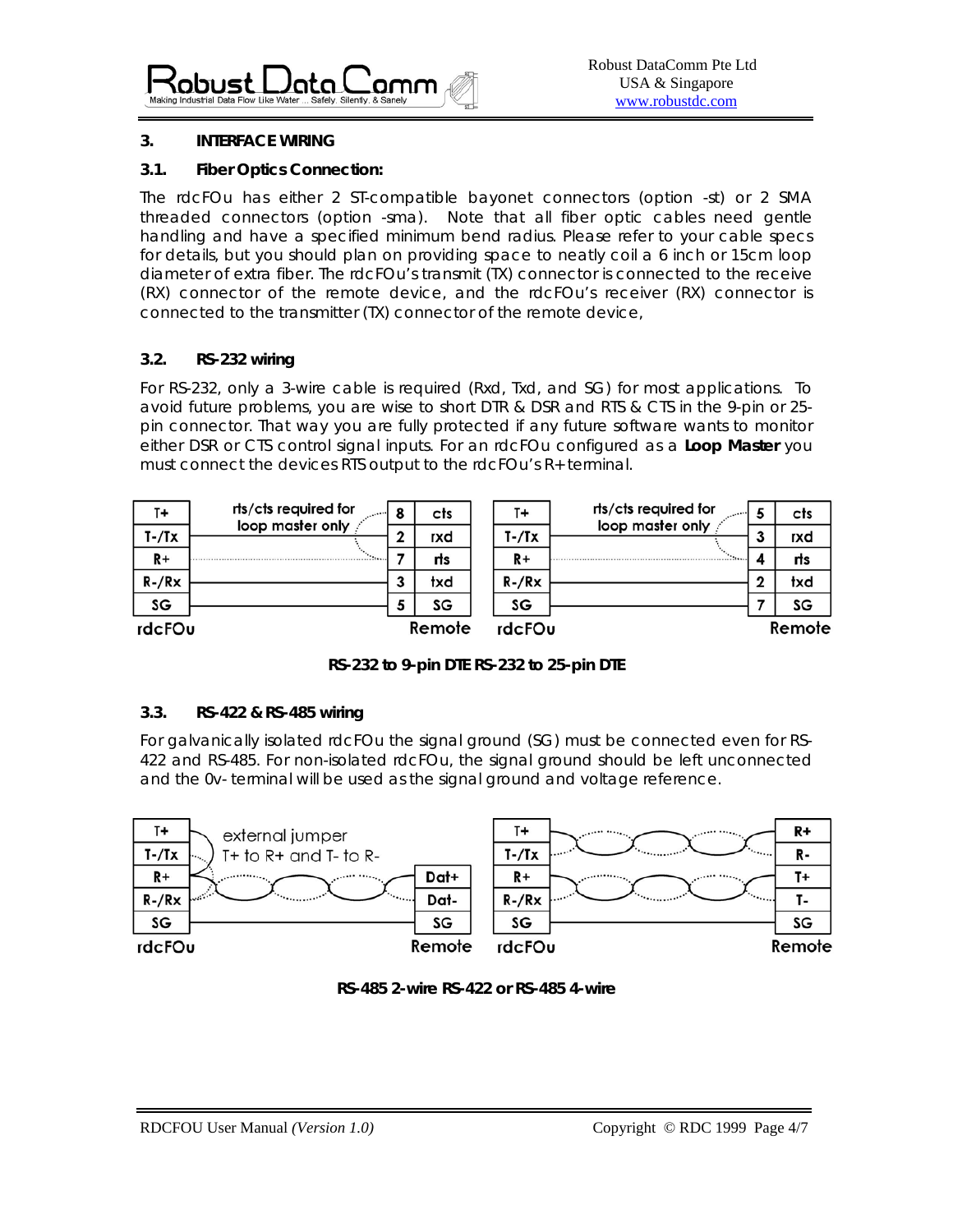## 3. INTERFACE WIRING

### 3.1. Fiber Optics Connection:

The rdcFOu has either 2 ST-compatible bayonet connectors (option -st) or 2 SMA threaded connectors (option -sma). Note that all fiber optic cables need gentle handling and have a specified minimum bend radius. Please refer to your cable specs for details, but you should plan on providing space to neatly coil a 6 inch or 15cm loop diameter of extra fiber. The rdcFOu's transmit (TX) connector is connected to the receive (RX) connector of the remote device, and the rdcFOu's receiver (RX) connector is connected to the transmitter (TX) connector of the remote device,

### 3.2. RS-232 wiring

For RS-232, only a 3-wire cable is required (Rxd, Txd, and SG) for most applications. To avoid future problems, you are wise to short DTR & DSR and RTS & CTS in the 9-pin or 25-pin connector. That way you are fully protected if any future software wants to monitor either DSR or CTS control signal inputs. For an rdcFOu configured as a **Loop Master** you must connect the devices RTS output to the rdcFOu's R+ terminal.

| rdcFOu | | Remote (pin) | Remote |
|---|---|---|---|
| T+ | rts/cts required for loop master only | 8 | cts |
| T-/Tx | | 2 | rxd |
| R+ | | 7 | rts |
| R-/Rx | | 3 | txd |
| SG | | 5 | SG |

| rdcFOu | | Remote (pin) | Remote |
|---|---|---|---|
| T+ | rts/cts required for loop master only | 5 | cts |
| T-/Tx | | 3 | rxd |
| R+ | | 4 | rts |
| R-/Rx | | 2 | txd |
| SG | | 7 | SG |

**RS-232 to 9-pin DTE RS-232 to 25-pin DTE**

### 3.3. RS-422 & RS-485 wiring

For galvanically isolated rdcFOu the signal ground (SG) must be connected even for RS-422 and RS-485. For non-isolated rdcFOu, the signal ground should be left unconnected and the 0v- terminal will be used as the signal ground and voltage reference.

| rdcFOu | | Remote |
|---|---|---|
| T+ | external jumper T+ to R+ and T- to R- | |
| T-/Tx | | |
| R+ | | Dat+ |
| R-/Rx | | Dat- |
| SG | | SG |

| rdcFOu | Remote |
|---|---|
| T+ | R+ |
| T-/Tx | R- |
| R+ | T+ |
| R-/Rx | T- |
| SG | SG |

**RS-485 2-wire RS-422 or RS-485 4-wire**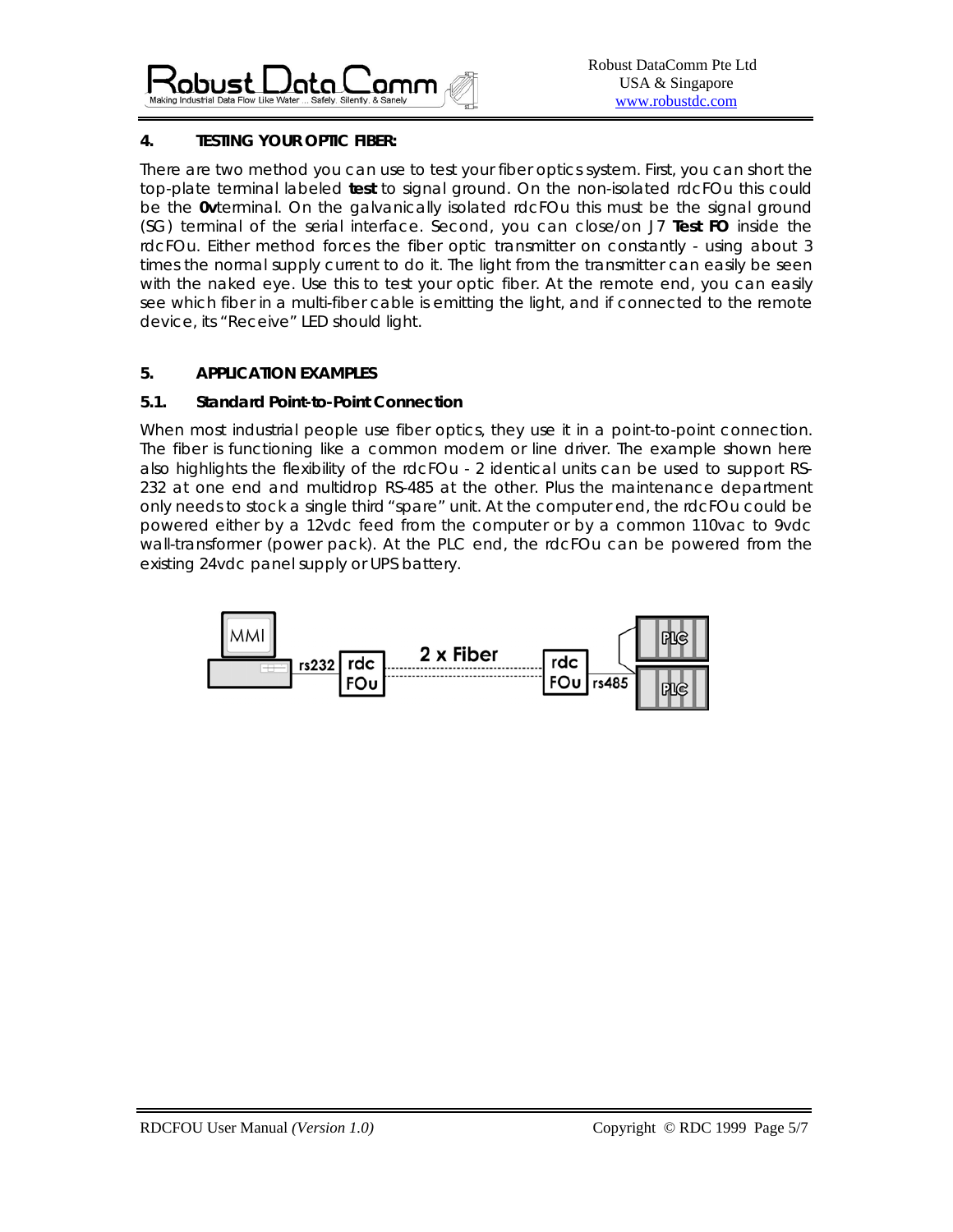## 4. TESTING YOUR OPTIC FIBER:

There are two method you can use to test your fiber optics system. First, you can short the top-plate terminal labeled **test** to signal ground. On the non-isolated rdcFOu this could be the **0v**terminal. On the galvanically isolated rdcFOu this must be the signal ground (SG) terminal of the serial interface. Second, you can close/on J7 **Test FO** inside the rdcFOu. Either method forces the fiber optic transmitter on constantly - using about 3 times the normal supply current to do it. The light from the transmitter can easily be seen with the naked eye. Use this to test your optic fiber. At the remote end, you can easily see which fiber in a multi-fiber cable is emitting the light, and if connected to the remote device, its "Receive" LED should light.

## 5. APPLICATION EXAMPLES

### 5.1. Standard Point-to-Point Connection

When most industrial people use fiber optics, they use it in a point-to-point connection. The fiber is functioning like a common modem or line driver. The example shown here also highlights the flexibility of the rdcFOu - 2 identical units can be used to support RS-232 at one end and multidrop RS-485 at the other. Plus the maintenance department only needs to stock a single third "spare" unit. At the computer end, the rdcFOu could be powered either by a 12vdc feed from the computer or by a common 110vac to 9vdc wall-transformer (power pack). At the PLC end, the rdcFOu can be powered from the existing 24vdc panel supply or UPS battery.

MMI — rs232 — rdc FOu — 2 x Fiber — rdc FOu — rs485 — PLC, PLC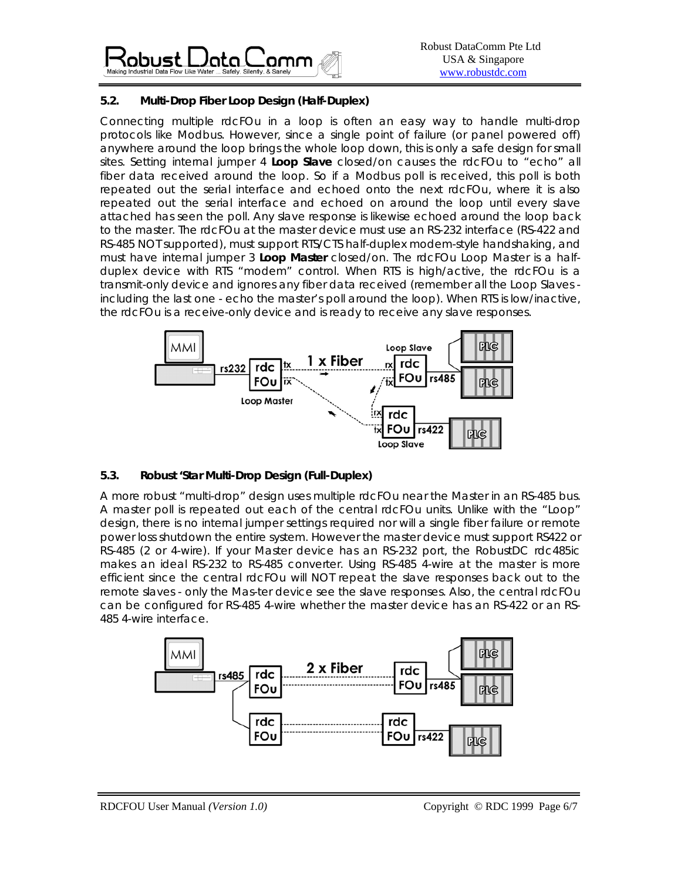### 5.2. Multi-Drop Fiber Loop Design (Half-Duplex)

Connecting multiple rdcFOu in a loop is often an easy way to handle multi-drop protocols like Modbus. However, since a single point of failure (or panel powered off) anywhere around the loop brings the whole loop down, this is only a safe design for small sites. Setting internal jumper 4 **Loop Slave** closed/on causes the rdcFOu to "echo" all fiber data received around the loop. So if a Modbus poll is received, this poll is both repeated out the serial interface and echoed onto the next rdcFOu, where it is also repeated out the serial interface and echoed on around the loop until every slave attached has seen the poll. Any slave response is likewise echoed around the loop back to the master. The rdcFOu at the master device must use an RS-232 interface (RS-422 and RS-485 NOT supported), must support RTS/CTS half-duplex modem-style handshaking, and must have internal jumper 3 **Loop Master** closed/on. The rdcFOu Loop Master is a half-duplex device with RTS "modem" control. When RTS is high/active, the rdcFOu is a transmit-only device and ignores any fiber data received (remember all the Loop Slaves - including the last one - echo the master's poll around the loop). When RTS is low/inactive, the rdcFOu is a receive-only device and is ready to receive any slave responses.

### 5.3. Robust 'Star Multi-Drop Design (Full-Duplex)

A more robust "multi-drop" design uses multiple rdcFOu near the Master in an RS-485 bus. A master poll is repeated out each of the central rdcFOu units. Unlike with the "Loop" design, there is no internal jumper settings required nor will a single fiber failure or remote power loss shutdown the entire system. However the master device must support RS422 or RS-485 (2 or 4-wire). If your Master device has an RS-232 port, the RobustDC rdc485ic makes an ideal RS-232 to RS-485 converter. Using RS-485 4-wire at the master is more efficient since the central rdcFOu will NOT repeat the slave responses back out to the remote slaves - only the Mas-ter device see the slave responses. Also, the central rdcFOu can be configured for RS-485 4-wire whether the master device has an RS-422 or an RS-485 4-wire interface.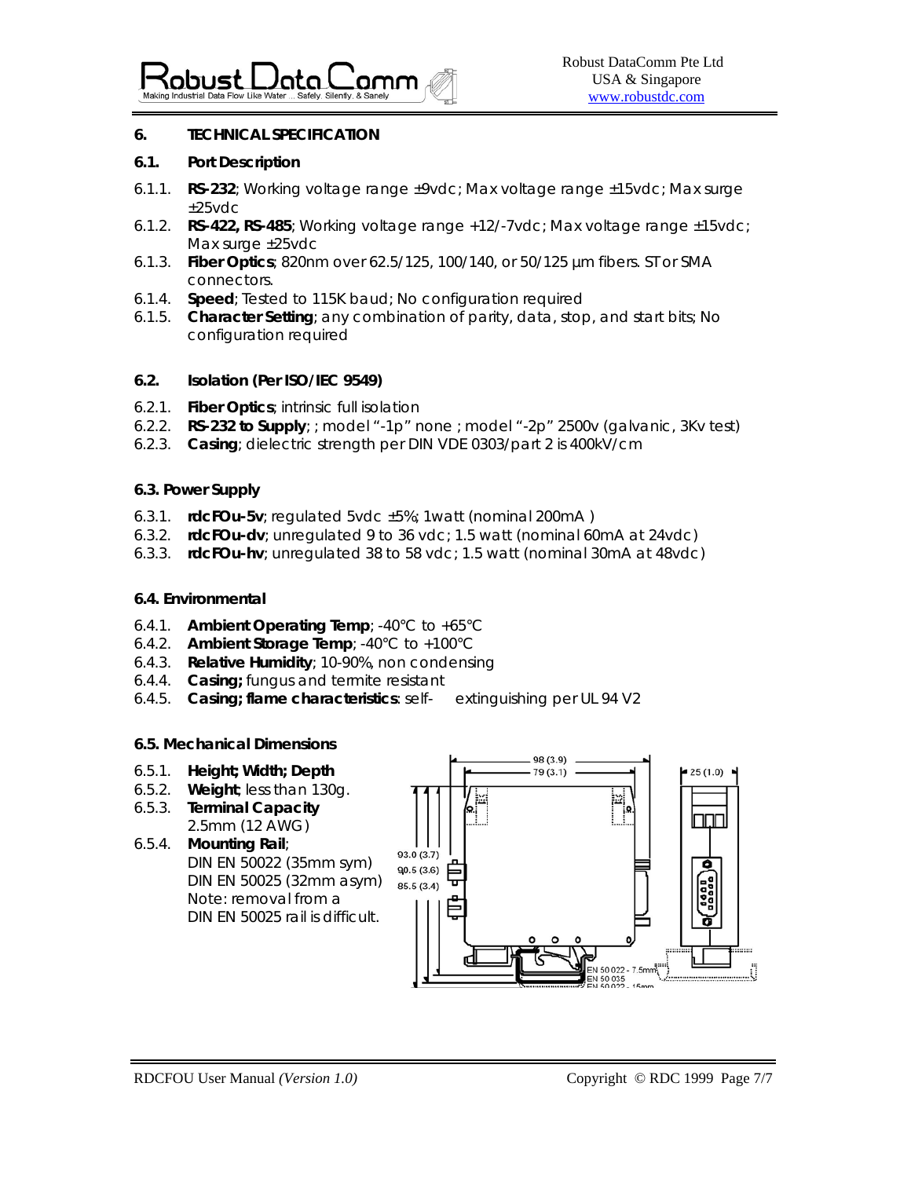## 6. TECHNICAL SPECIFICATION

### 6.1. Port Description

- 6.1.1. **RS-232**; Working voltage range ±9vdc; Max voltage range ±15vdc; Max surge ±25vdc
- 6.1.2. **RS-422, RS-485**; Working voltage range +12/-7vdc; Max voltage range ±15vdc; Max surge ±25vdc
- 6.1.3. **Fiber Optics**; 820nm over 62.5/125, 100/140, or 50/125 µm fibers. ST or SMA connectors.
- 6.1.4. **Speed**; Tested to 115K baud; No configuration required
- 6.1.5. **Character Setting**; any combination of parity, data, stop, and start bits; No configuration required

### 6.2. Isolation (Per ISO/IEC 9549)

- 6.2.1. **Fiber Optics**; intrinsic full isolation
- 6.2.2. **RS-232 to Supply**; ; model "-1p" none ; model "-2p" 2500v (galvanic, 3Kv test)
- 6.2.3. **Casing**; dielectric strength per DIN VDE 0303/part 2 is 400kV/cm

### 6.3. Power Supply

- 6.3.1. **rdcFOu-5v**; regulated 5vdc ±5%; 1watt (nominal 200mA )
- 6.3.2. **rdcFOu-dv**; unregulated 9 to 36 vdc; 1.5 watt (nominal 60mA at 24vdc)
- 6.3.3. **rdcFOu-hv**; unregulated 38 to 58 vdc; 1.5 watt (nominal 30mA at 48vdc)

### 6.4. Environmental

- 6.4.1. **Ambient Operating Temp**; -40°C to +65°C
- 6.4.2. **Ambient Storage Temp**; -40°C to +100°C
- 6.4.3. **Relative Humidity**; 10-90%, non condensing
- 6.4.4. **Casing;** fungus and termite resistant
- 6.4.5. **Casing; flame characteristics**: self- extinguishing per UL 94 V2

### 6.5. Mechanical Dimensions

- 6.5.1. **Height; Width; Depth**
- 6.5.2. **Weight**; less than 130g.
- 6.5.3. **Terminal Capacity**
  2.5mm (12 AWG)
- 6.5.4. **Mounting Rail**;
  DIN EN 50022 (35mm sym)
  DIN EN 50025 (32mm asym)
  Note: removal from a
  DIN EN 50025 rail is difficult.

98 (3.9)
79 (3.1)
25 (1.0)
93.0 (3.7)
90.5 (3.6)
85.5 (3.4)
EN 50 022 - 7.5mm
EN 50 035
EN 50 022 - 15mm